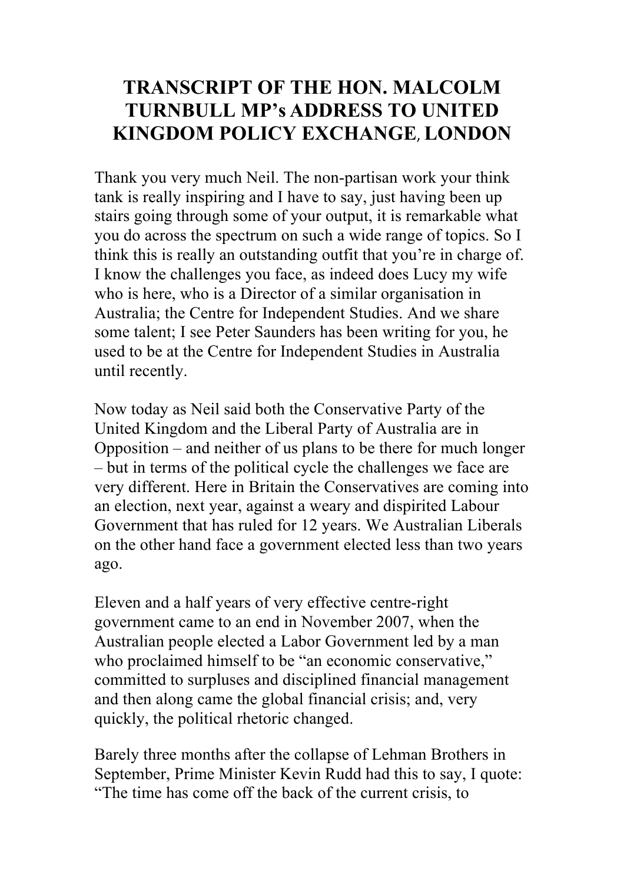# TRANSCRIPT OF THE HON. MALCOLM TURNBULL MP's ADDRESS TO UNITED KINGDOM POLICY EXCHANGE, LONDON

Thank you very much Neil. The non-partisan work your think tank is really inspiring and I have to say, just having been up stairs going through some of your output, it is remarkable what you do across the spectrum on such a wide range of topics. So I think this is really an outstanding outfit that you're in charge of. I know the challenges you face, as indeed does Lucy my wife who is here, who is a Director of a similar organisation in Australia; the Centre for Independent Studies. And we share some talent; I see Peter Saunders has been writing for you, he used to be at the Centre for Independent Studies in Australia until recently.

Now today as Neil said both the Conservative Party of the United Kingdom and the Liberal Party of Australia are in Opposition – and neither of us plans to be there for much longer – but in terms of the political cycle the challenges we face are very different. Here in Britain the Conservatives are coming into an election, next year, against a weary and dispirited Labour Government that has ruled for 12 years. We Australian Liberals on the other hand face a government elected less than two years ago.

Eleven and a half years of very effective centre-right government came to an end in November 2007, when the Australian people elected a Labor Government led by a man who proclaimed himself to be "an economic conservative," committed to surpluses and disciplined financial management and then along came the global financial crisis; and, very quickly, the political rhetoric changed.

Barely three months after the collapse of Lehman Brothers in September, Prime Minister Kevin Rudd had this to say, I quote: "The time has come off the back of the current crisis, to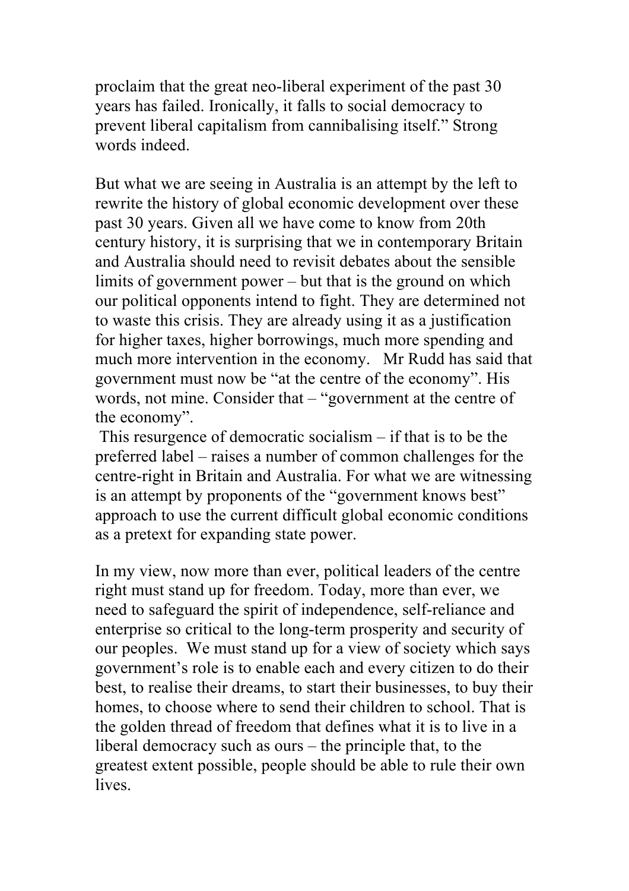proclaim that the great neo-liberal experiment of the past 30 years has failed. Ironically, it falls to social democracy to prevent liberal capitalism from cannibalising itself." Strong words indeed.

But what we are seeing in Australia is an attempt by the left to rewrite the history of global economic development over these past 30 years. Given all we have come to know from 20th century history, it is surprising that we in contemporary Britain and Australia should need to revisit debates about the sensible limits of government power – but that is the ground on which our political opponents intend to fight. They are determined not to waste this crisis. They are already using it as a justification for higher taxes, higher borrowings, much more spending and much more intervention in the economy. Mr Rudd has said that government must now be "at the centre of the economy". His words, not mine. Consider that – "government at the centre of the economy".

This resurgence of democratic socialism – if that is to be the preferred label – raises a number of common challenges for the centre-right in Britain and Australia. For what we are witnessing is an attempt by proponents of the "government knows best" approach to use the current difficult global economic conditions as a pretext for expanding state power.

In my view, now more than ever, political leaders of the centre right must stand up for freedom. Today, more than ever, we need to safeguard the spirit of independence, self-reliance and enterprise so critical to the long-term prosperity and security of our peoples. We must stand up for a view of society which says government's role is to enable each and every citizen to do their best, to realise their dreams, to start their businesses, to buy their homes, to choose where to send their children to school. That is the golden thread of freedom that defines what it is to live in a liberal democracy such as ours – the principle that, to the greatest extent possible, people should be able to rule their own lives.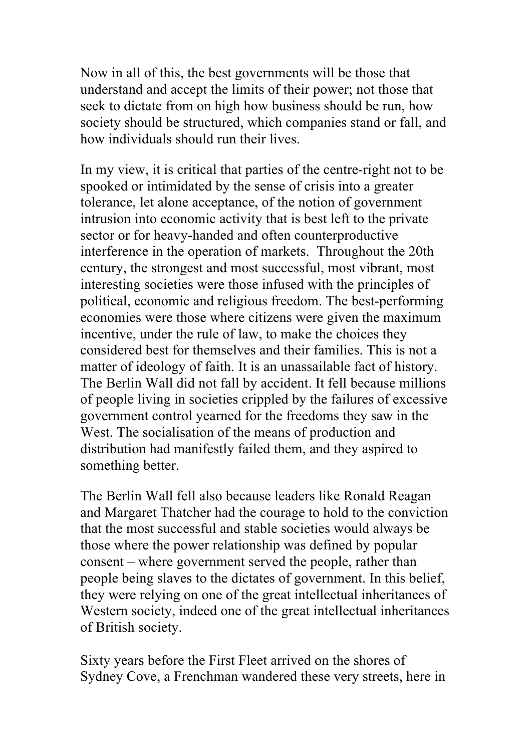Now in all of this, the best governments will be those that understand and accept the limits of their power; not those that seek to dictate from on high how business should be run, how society should be structured, which companies stand or fall, and how individuals should run their lives.

In my view, it is critical that parties of the centre-right not to be spooked or intimidated by the sense of crisis into a greater tolerance, let alone acceptance, of the notion of government intrusion into economic activity that is best left to the private sector or for heavy-handed and often counterproductive interference in the operation of markets. Throughout the 20th century, the strongest and most successful, most vibrant, most interesting societies were those infused with the principles of political, economic and religious freedom. The best-performing economies were those where citizens were given the maximum incentive, under the rule of law, to make the choices they considered best for themselves and their families. This is not a matter of ideology of faith. It is an unassailable fact of history. The Berlin Wall did not fall by accident. It fell because millions of people living in societies crippled by the failures of excessive government control yearned for the freedoms they saw in the West. The socialisation of the means of production and distribution had manifestly failed them, and they aspired to something better.

The Berlin Wall fell also because leaders like Ronald Reagan and Margaret Thatcher had the courage to hold to the conviction that the most successful and stable societies would always be those where the power relationship was defined by popular consent – where government served the people, rather than people being slaves to the dictates of government. In this belief, they were relying on one of the great intellectual inheritances of Western society, indeed one of the great intellectual inheritances of British society.

Sixty years before the First Fleet arrived on the shores of Sydney Cove, a Frenchman wandered these very streets, here in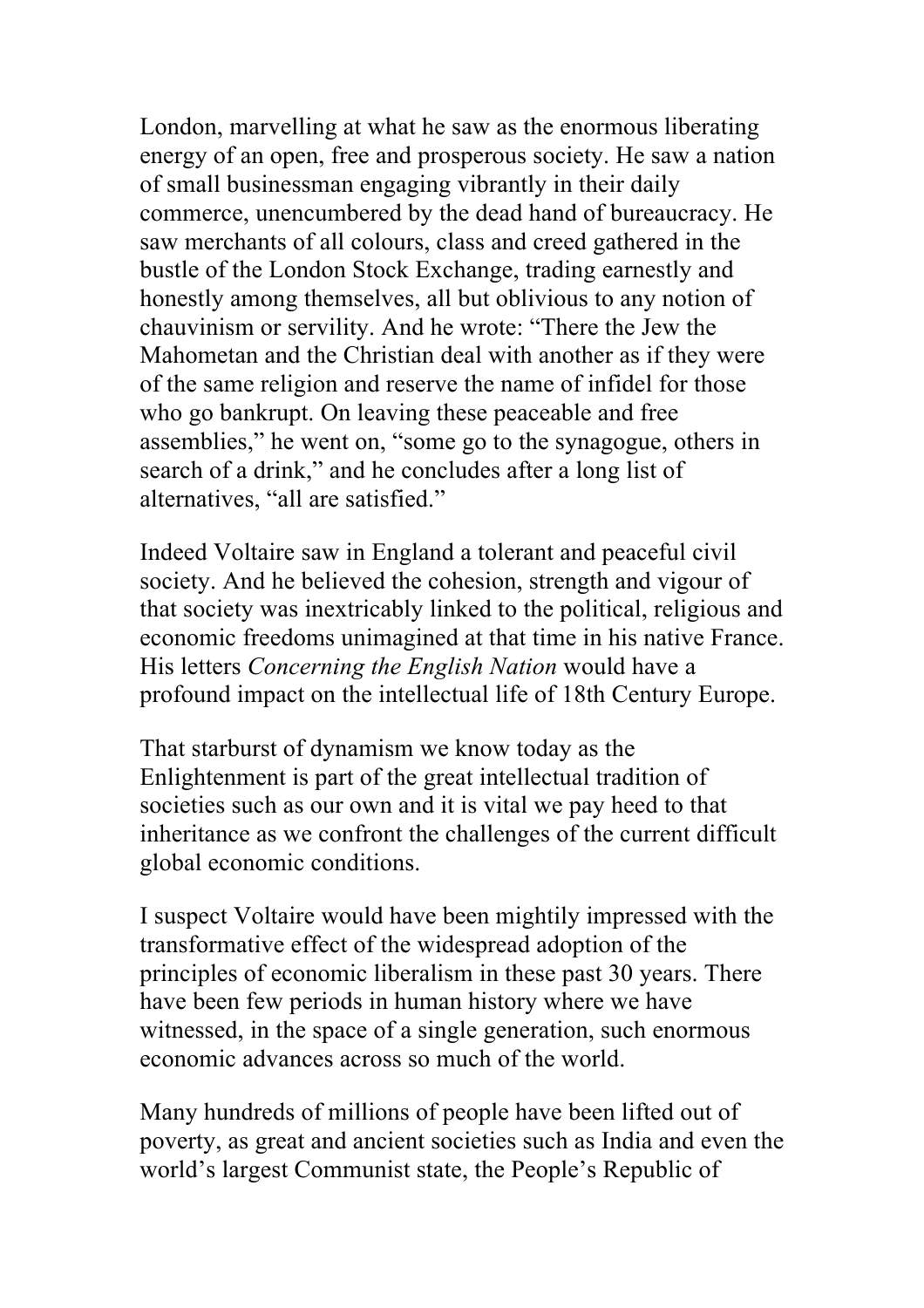London, marvelling at what he saw as the enormous liberating energy of an open, free and prosperous society. He saw a nation of small businessman engaging vibrantly in their daily commerce, unencumbered by the dead hand of bureaucracy. He saw merchants of all colours, class and creed gathered in the bustle of the London Stock Exchange, trading earnestly and honestly among themselves, all but oblivious to any notion of chauvinism or servility. And he wrote: "There the Jew the Mahometan and the Christian deal with another as if they were of the same religion and reserve the name of infidel for those who go bankrupt. On leaving these peaceable and free assemblies," he went on, "some go to the synagogue, others in search of a drink," and he concludes after a long list of alternatives, "all are satisfied."

Indeed Voltaire saw in England a tolerant and peaceful civil society. And he believed the cohesion, strength and vigour of that society was inextricably linked to the political, religious and economic freedoms unimagined at that time in his native France. His letters *Concerning the English Nation* would have a profound impact on the intellectual life of 18th Century Europe.

That starburst of dynamism we know today as the Enlightenment is part of the great intellectual tradition of societies such as our own and it is vital we pay heed to that inheritance as we confront the challenges of the current difficult global economic conditions.

I suspect Voltaire would have been mightily impressed with the transformative effect of the widespread adoption of the principles of economic liberalism in these past 30 years. There have been few periods in human history where we have witnessed, in the space of a single generation, such enormous economic advances across so much of the world.

Many hundreds of millions of people have been lifted out of poverty, as great and ancient societies such as India and even the world's largest Communist state, the People's Republic of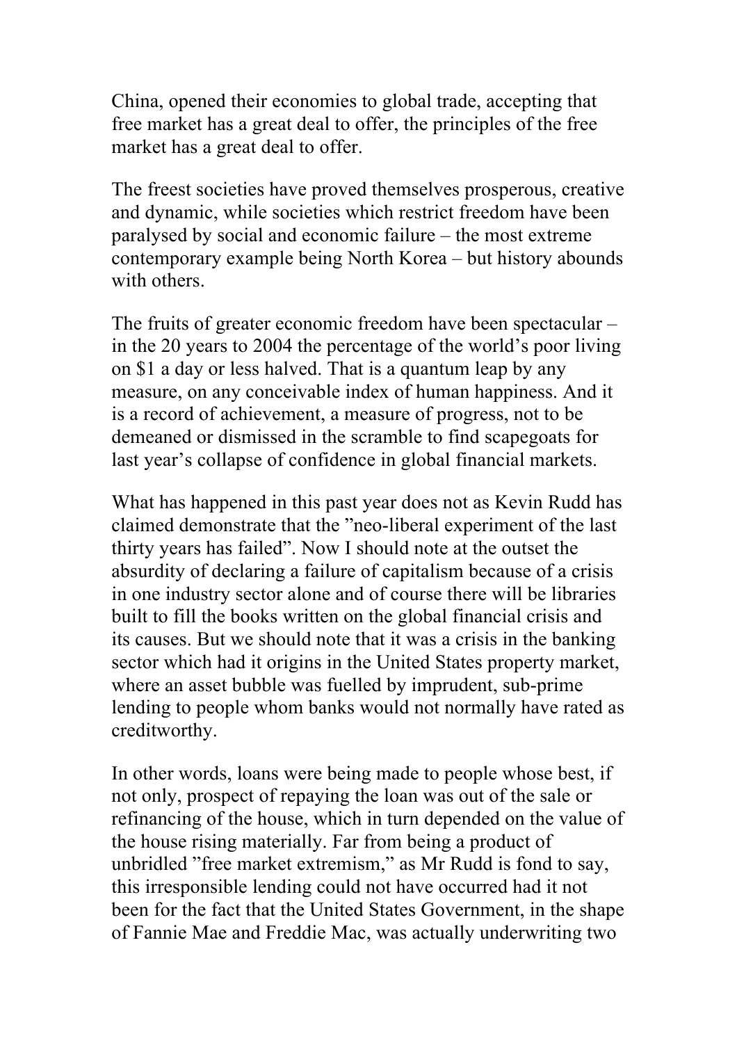China, opened their economies to global trade, accepting that free market has a great deal to offer, the principles of the free market has a great deal to offer.

The freest societies have proved themselves prosperous, creative and dynamic, while societies which restrict freedom have been paralysed by social and economic failure – the most extreme contemporary example being North Korea – but history abounds with others.

The fruits of greater economic freedom have been spectacular – in the 20 years to 2004 the percentage of the world's poor living on $1 a day or less halved. That is a quantum leap by any measure, on any conceivable index of human happiness. And it is a record of achievement, a measure of progress, not to be demeaned or dismissed in the scramble to find scapegoats for last year's collapse of confidence in global financial markets.

What has happened in this past year does not as Kevin Rudd has claimed demonstrate that the "neo-liberal experiment of the last thirty years has failed". Now I should note at the outset the absurdity of declaring a failure of capitalism because of a crisis in one industry sector alone and of course there will be libraries built to fill the books written on the global financial crisis and its causes. But we should note that it was a crisis in the banking sector which had it origins in the United States property market, where an asset bubble was fuelled by imprudent, sub-prime lending to people whom banks would not normally have rated as creditworthy.

In other words, loans were being made to people whose best, if not only, prospect of repaying the loan was out of the sale or refinancing of the house, which in turn depended on the value of the house rising materially. Far from being a product of unbridled "free market extremism," as Mr Rudd is fond to say, this irresponsible lending could not have occurred had it not been for the fact that the United States Government, in the shape of Fannie Mae and Freddie Mac, was actually underwriting two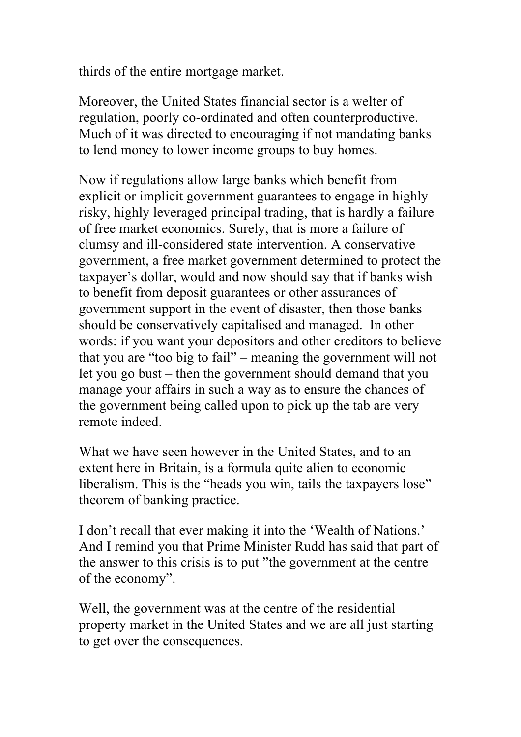thirds of the entire mortgage market.

Moreover, the United States financial sector is a welter of regulation, poorly co-ordinated and often counterproductive. Much of it was directed to encouraging if not mandating banks to lend money to lower income groups to buy homes.

Now if regulations allow large banks which benefit from explicit or implicit government guarantees to engage in highly risky, highly leveraged principal trading, that is hardly a failure of free market economics. Surely, that is more a failure of clumsy and ill-considered state intervention. A conservative government, a free market government determined to protect the taxpayer's dollar, would and now should say that if banks wish to benefit from deposit guarantees or other assurances of government support in the event of disaster, then those banks should be conservatively capitalised and managed. In other words: if you want your depositors and other creditors to believe that you are "too big to fail" – meaning the government will not let you go bust – then the government should demand that you manage your affairs in such a way as to ensure the chances of the government being called upon to pick up the tab are very remote indeed.

What we have seen however in the United States, and to an extent here in Britain, is a formula quite alien to economic liberalism. This is the "heads you win, tails the taxpayers lose" theorem of banking practice.

I don't recall that ever making it into the 'Wealth of Nations.' And I remind you that Prime Minister Rudd has said that part of the answer to this crisis is to put "the government at the centre of the economy".

Well, the government was at the centre of the residential property market in the United States and we are all just starting to get over the consequences.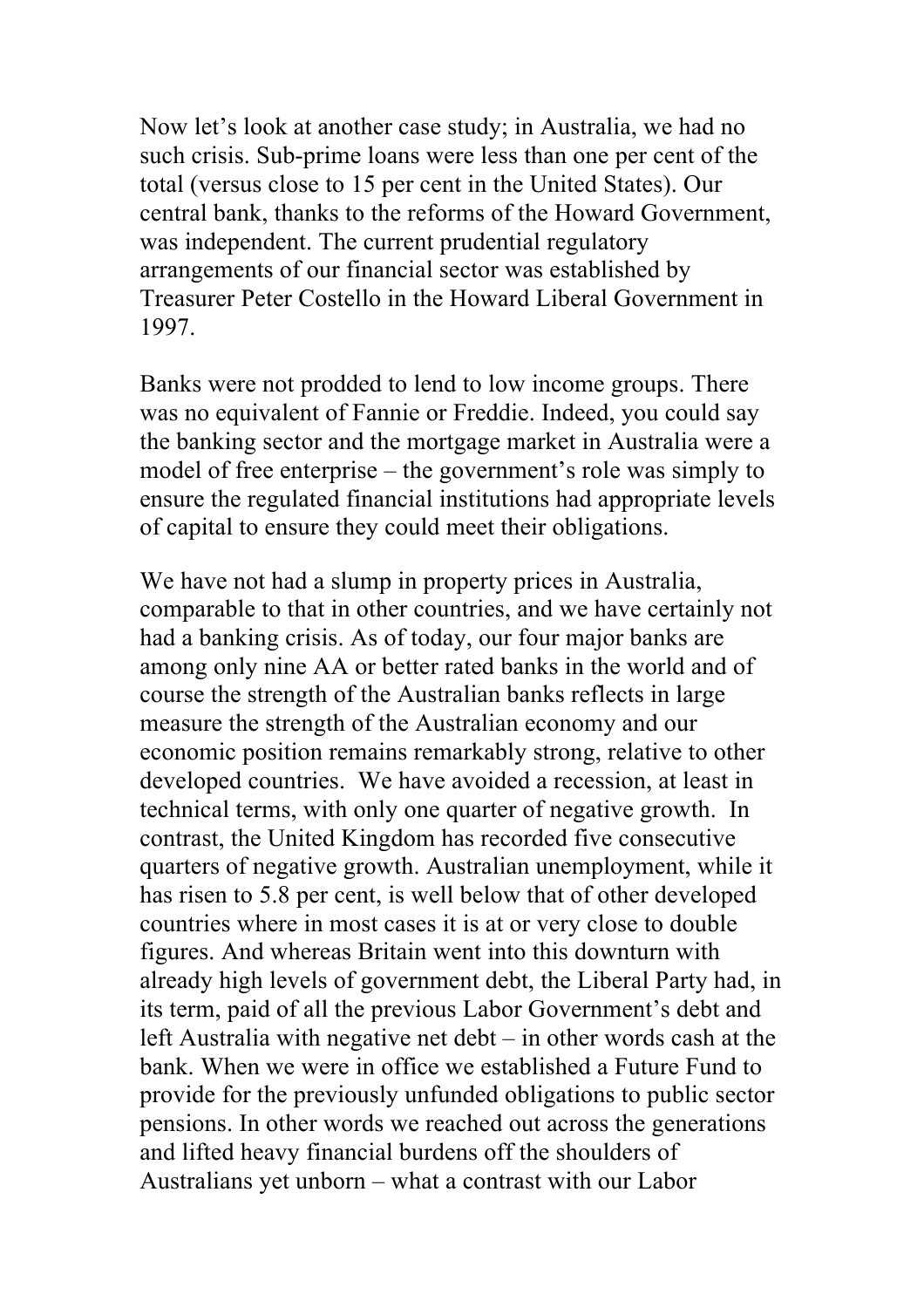Now let's look at another case study; in Australia, we had no such crisis. Sub-prime loans were less than one per cent of the total (versus close to 15 per cent in the United States). Our central bank, thanks to the reforms of the Howard Government, was independent. The current prudential regulatory arrangements of our financial sector was established by Treasurer Peter Costello in the Howard Liberal Government in 1997.

Banks were not prodded to lend to low income groups. There was no equivalent of Fannie or Freddie. Indeed, you could say the banking sector and the mortgage market in Australia were a model of free enterprise – the government's role was simply to ensure the regulated financial institutions had appropriate levels of capital to ensure they could meet their obligations.

We have not had a slump in property prices in Australia, comparable to that in other countries, and we have certainly not had a banking crisis. As of today, our four major banks are among only nine AA or better rated banks in the world and of course the strength of the Australian banks reflects in large measure the strength of the Australian economy and our economic position remains remarkably strong, relative to other developed countries. We have avoided a recession, at least in technical terms, with only one quarter of negative growth. In contrast, the United Kingdom has recorded five consecutive quarters of negative growth. Australian unemployment, while it has risen to 5.8 per cent, is well below that of other developed countries where in most cases it is at or very close to double figures. And whereas Britain went into this downturn with already high levels of government debt, the Liberal Party had, in its term, paid of all the previous Labor Government's debt and left Australia with negative net debt – in other words cash at the bank. When we were in office we established a Future Fund to provide for the previously unfunded obligations to public sector pensions. In other words we reached out across the generations and lifted heavy financial burdens off the shoulders of Australians yet unborn – what a contrast with our Labor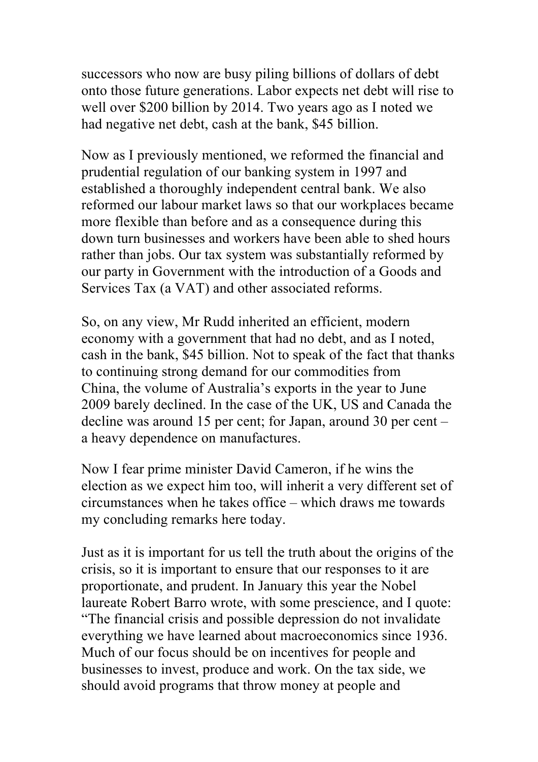successors who now are busy piling billions of dollars of debt onto those future generations. Labor expects net debt will rise to well over $200 billion by 2014. Two years ago as I noted we had negative net debt, cash at the bank, $45 billion.

Now as I previously mentioned, we reformed the financial and prudential regulation of our banking system in 1997 and established a thoroughly independent central bank. We also reformed our labour market laws so that our workplaces became more flexible than before and as a consequence during this down turn businesses and workers have been able to shed hours rather than jobs. Our tax system was substantially reformed by our party in Government with the introduction of a Goods and Services Tax (a VAT) and other associated reforms.

So, on any view, Mr Rudd inherited an efficient, modern economy with a government that had no debt, and as I noted, cash in the bank, $45 billion. Not to speak of the fact that thanks to continuing strong demand for our commodities from China, the volume of Australia's exports in the year to June 2009 barely declined. In the case of the UK, US and Canada the decline was around 15 per cent; for Japan, around 30 per cent – a heavy dependence on manufactures.

Now I fear prime minister David Cameron, if he wins the election as we expect him too, will inherit a very different set of circumstances when he takes office – which draws me towards my concluding remarks here today.

Just as it is important for us tell the truth about the origins of the crisis, so it is important to ensure that our responses to it are proportionate, and prudent. In January this year the Nobel laureate Robert Barro wrote, with some prescience, and I quote: "The financial crisis and possible depression do not invalidate everything we have learned about macroeconomics since 1936. Much of our focus should be on incentives for people and businesses to invest, produce and work. On the tax side, we should avoid programs that throw money at people and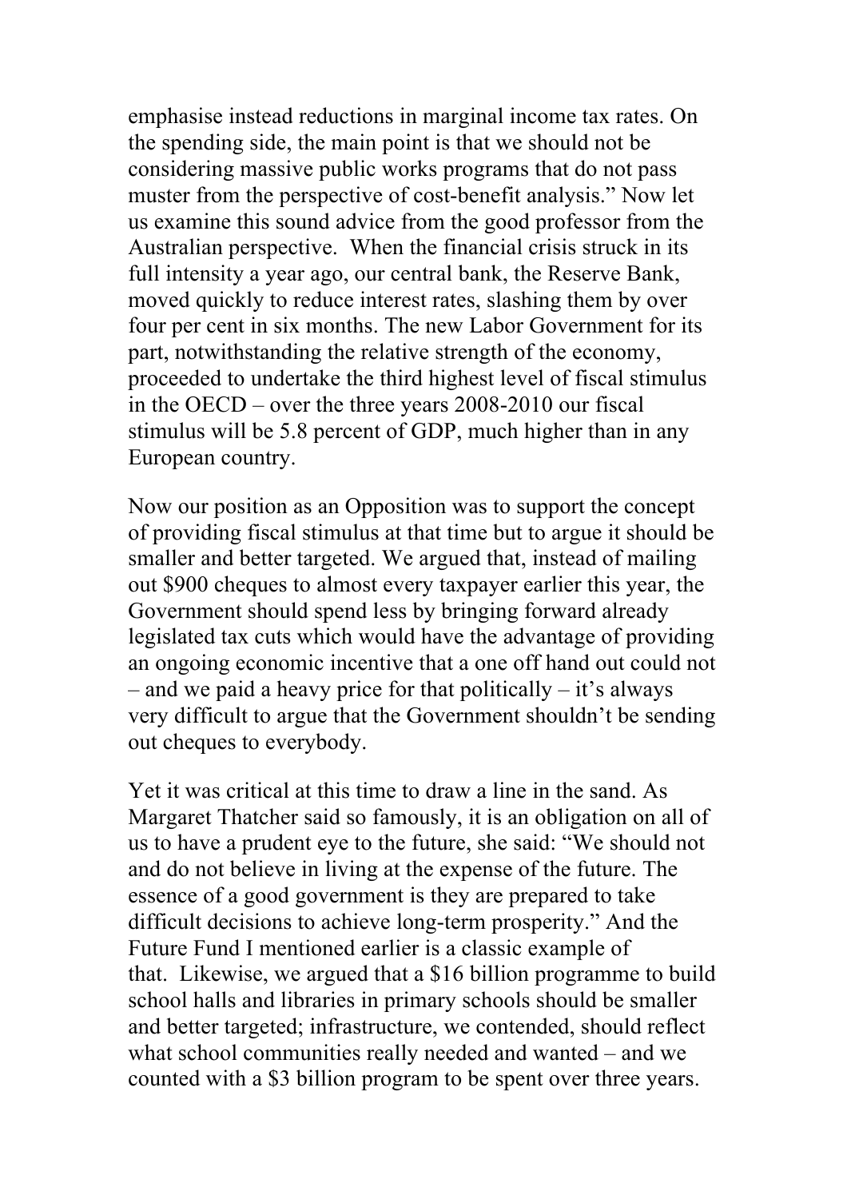emphasise instead reductions in marginal income tax rates. On the spending side, the main point is that we should not be considering massive public works programs that do not pass muster from the perspective of cost-benefit analysis." Now let us examine this sound advice from the good professor from the Australian perspective. When the financial crisis struck in its full intensity a year ago, our central bank, the Reserve Bank, moved quickly to reduce interest rates, slashing them by over four per cent in six months. The new Labor Government for its part, notwithstanding the relative strength of the economy, proceeded to undertake the third highest level of fiscal stimulus in the OECD – over the three years 2008-2010 our fiscal stimulus will be 5.8 percent of GDP, much higher than in any European country.

Now our position as an Opposition was to support the concept of providing fiscal stimulus at that time but to argue it should be smaller and better targeted. We argued that, instead of mailing out $900 cheques to almost every taxpayer earlier this year, the Government should spend less by bringing forward already legislated tax cuts which would have the advantage of providing an ongoing economic incentive that a one off hand out could not – and we paid a heavy price for that politically – it's always very difficult to argue that the Government shouldn't be sending out cheques to everybody.

Yet it was critical at this time to draw a line in the sand. As Margaret Thatcher said so famously, it is an obligation on all of us to have a prudent eye to the future, she said: "We should not and do not believe in living at the expense of the future. The essence of a good government is they are prepared to take difficult decisions to achieve long-term prosperity." And the Future Fund I mentioned earlier is a classic example of that. Likewise, we argued that a $16 billion programme to build school halls and libraries in primary schools should be smaller and better targeted; infrastructure, we contended, should reflect what school communities really needed and wanted – and we counted with a $3 billion program to be spent over three years.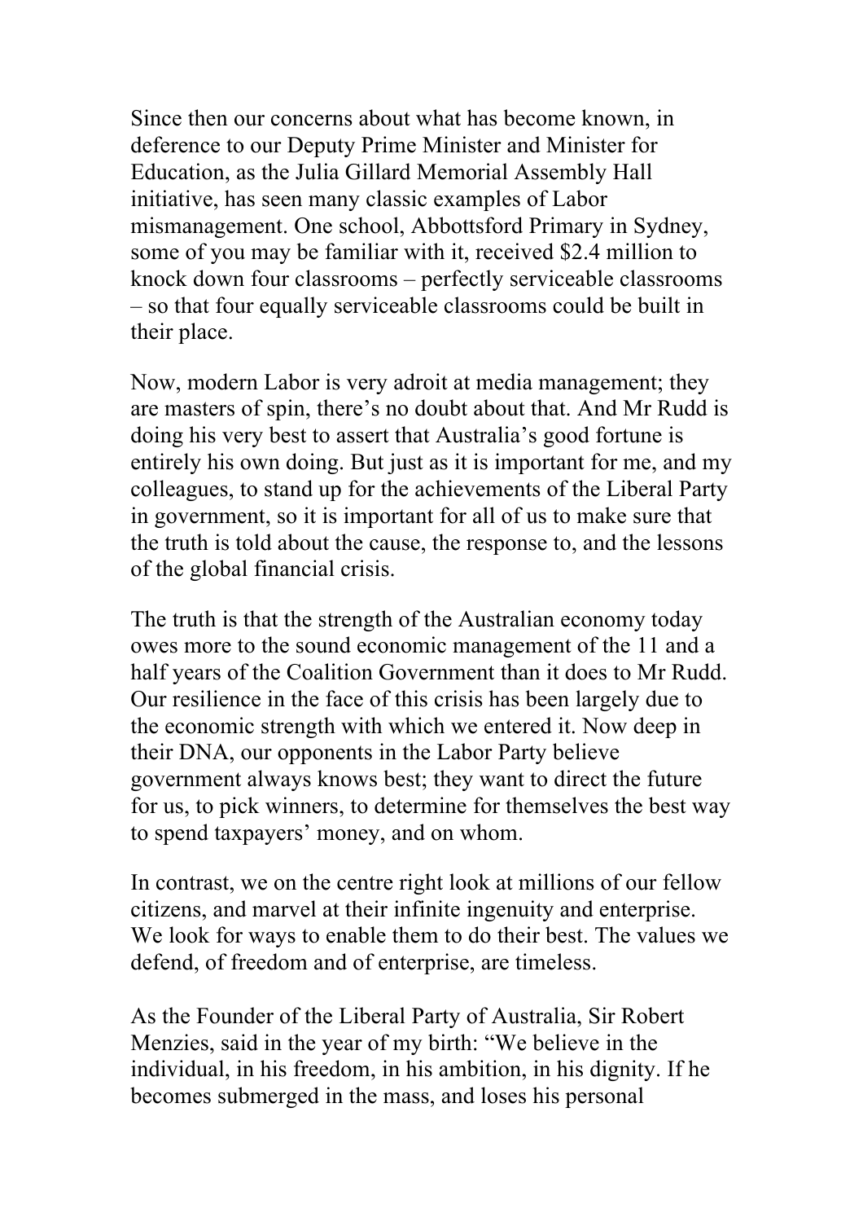Since then our concerns about what has become known, in deference to our Deputy Prime Minister and Minister for Education, as the Julia Gillard Memorial Assembly Hall initiative, has seen many classic examples of Labor mismanagement. One school, Abbottsford Primary in Sydney, some of you may be familiar with it, received $2.4 million to knock down four classrooms – perfectly serviceable classrooms – so that four equally serviceable classrooms could be built in their place.

Now, modern Labor is very adroit at media management; they are masters of spin, there's no doubt about that. And Mr Rudd is doing his very best to assert that Australia's good fortune is entirely his own doing. But just as it is important for me, and my colleagues, to stand up for the achievements of the Liberal Party in government, so it is important for all of us to make sure that the truth is told about the cause, the response to, and the lessons of the global financial crisis.

The truth is that the strength of the Australian economy today owes more to the sound economic management of the 11 and a half years of the Coalition Government than it does to Mr Rudd. Our resilience in the face of this crisis has been largely due to the economic strength with which we entered it. Now deep in their DNA, our opponents in the Labor Party believe government always knows best; they want to direct the future for us, to pick winners, to determine for themselves the best way to spend taxpayers' money, and on whom.

In contrast, we on the centre right look at millions of our fellow citizens, and marvel at their infinite ingenuity and enterprise. We look for ways to enable them to do their best. The values we defend, of freedom and of enterprise, are timeless.

As the Founder of the Liberal Party of Australia, Sir Robert Menzies, said in the year of my birth: "We believe in the individual, in his freedom, in his ambition, in his dignity. If he becomes submerged in the mass, and loses his personal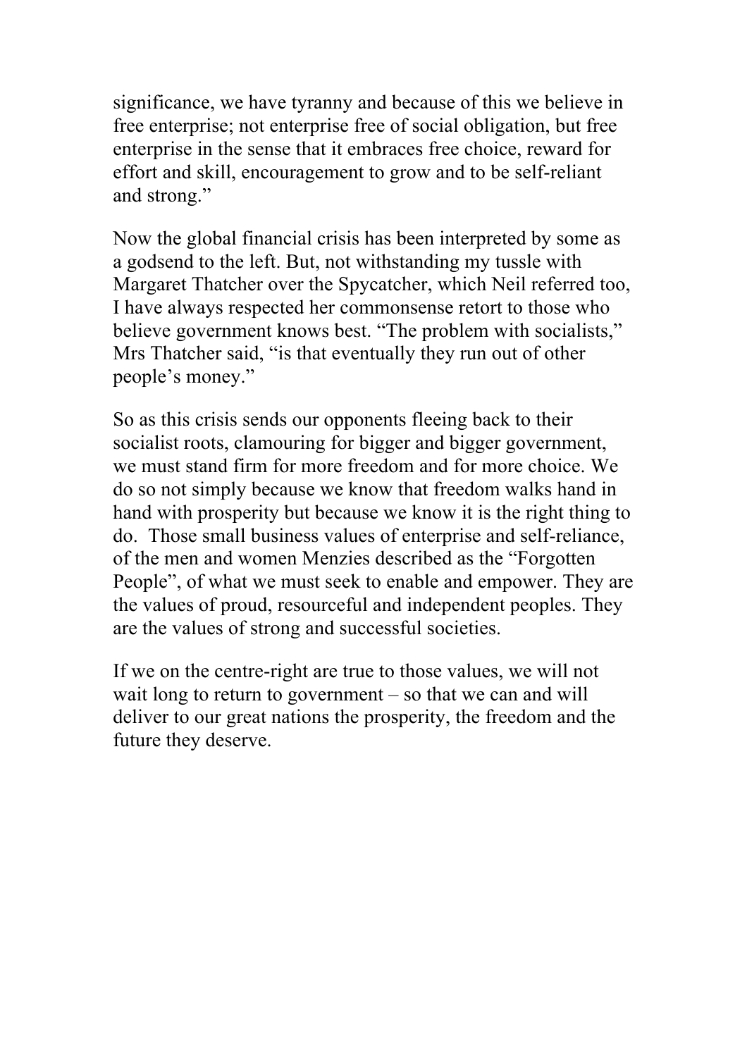significance, we have tyranny and because of this we believe in free enterprise; not enterprise free of social obligation, but free enterprise in the sense that it embraces free choice, reward for effort and skill, encouragement to grow and to be self-reliant and strong."

Now the global financial crisis has been interpreted by some as a godsend to the left. But, not withstanding my tussle with Margaret Thatcher over the Spycatcher, which Neil referred too, I have always respected her commonsense retort to those who believe government knows best. "The problem with socialists," Mrs Thatcher said, "is that eventually they run out of other people's money."

So as this crisis sends our opponents fleeing back to their socialist roots, clamouring for bigger and bigger government, we must stand firm for more freedom and for more choice. We do so not simply because we know that freedom walks hand in hand with prosperity but because we know it is the right thing to do.  Those small business values of enterprise and self-reliance, of the men and women Menzies described as the "Forgotten People", of what we must seek to enable and empower. They are the values of proud, resourceful and independent peoples. They are the values of strong and successful societies.

If we on the centre-right are true to those values, we will not wait long to return to government – so that we can and will deliver to our great nations the prosperity, the freedom and the future they deserve.